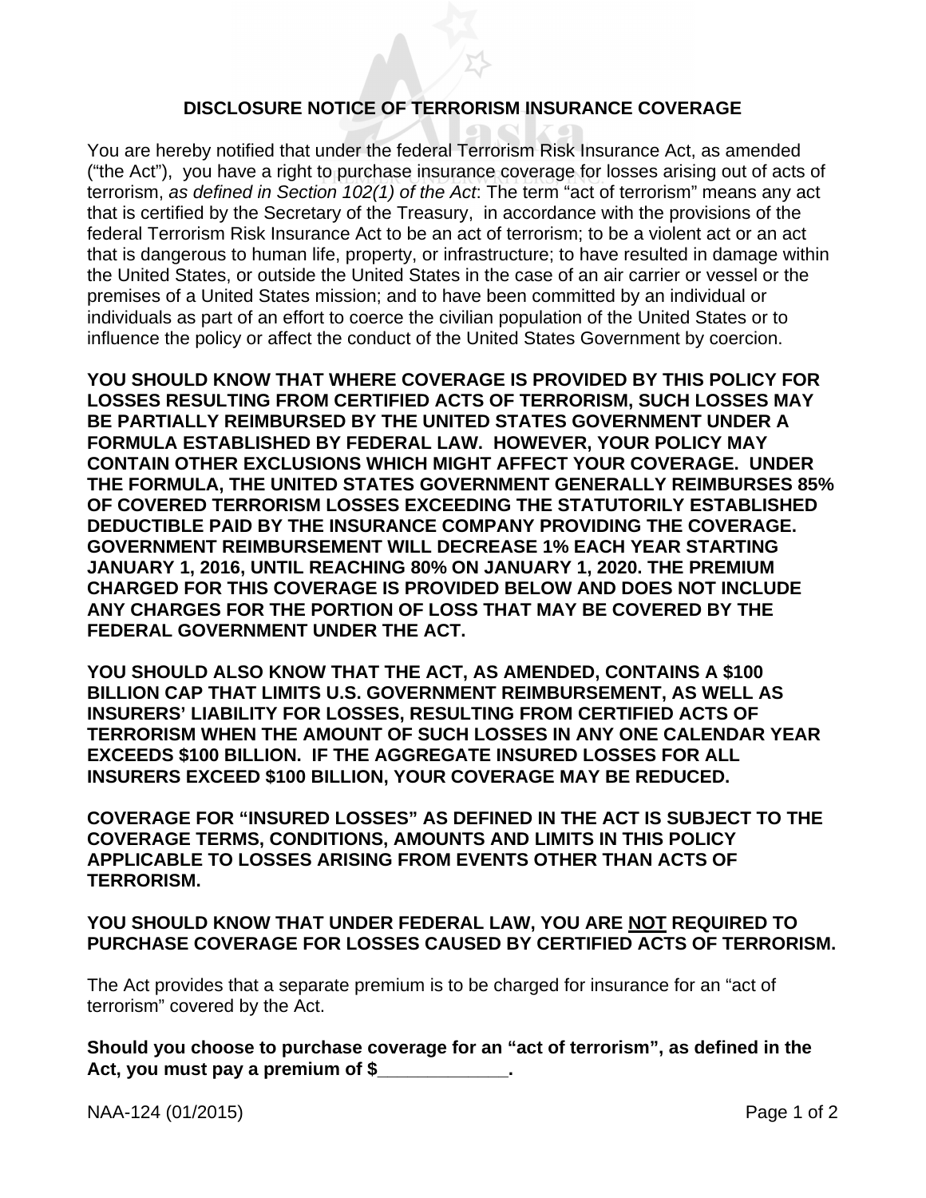# DISCLOSURE NOTICE OF TERRORISM INSURANCE COVERAGE

You are hereby notified that under the federal Terrorism Risk Insurance Act, as amended (“the Act”), you have a right to purchase insurance coverage for losses arising out of acts of terrorism, *as defined in Section 102(1) of the Act*: The term “act of terrorism” means any act that is certified by the Secretary of the Treasury, in accordance with the provisions of the federal Terrorism Risk Insurance Act to be an act of terrorism; to be a violent act or an act that is dangerous to human life, property, or infrastructure; to have resulted in damage within the United States, or outside the United States in the case of an air carrier or vessel or the premises of a United States mission; and to have been committed by an individual or individuals as part of an effort to coerce the civilian population of the United States or to influence the policy or affect the conduct of the United States Government by coercion.

**YOU SHOULD KNOW THAT WHERE COVERAGE IS PROVIDED BY THIS POLICY FOR LOSSES RESULTING FROM CERTIFIED ACTS OF TERRORISM, SUCH LOSSES MAY BE PARTIALLY REIMBURSED BY THE UNITED STATES GOVERNMENT UNDER A FORMULA ESTABLISHED BY FEDERAL LAW. HOWEVER, YOUR POLICY MAY CONTAIN OTHER EXCLUSIONS WHICH MIGHT AFFECT YOUR COVERAGE. UNDER THE FORMULA, THE UNITED STATES GOVERNMENT GENERALLY REIMBURSES 85% OF COVERED TERRORISM LOSSES EXCEEDING THE STATUTORILY ESTABLISHED DEDUCTIBLE PAID BY THE INSURANCE COMPANY PROVIDING THE COVERAGE. GOVERNMENT REIMBURSEMENT WILL DECREASE 1% EACH YEAR STARTING JANUARY 1, 2016, UNTIL REACHING 80% ON JANUARY 1, 2020. THE PREMIUM CHARGED FOR THIS COVERAGE IS PROVIDED BELOW AND DOES NOT INCLUDE ANY CHARGES FOR THE PORTION OF LOSS THAT MAY BE COVERED BY THE FEDERAL GOVERNMENT UNDER THE ACT.**

**YOU SHOULD ALSO KNOW THAT THE ACT, AS AMENDED, CONTAINS A $100 BILLION CAP THAT LIMITS U.S. GOVERNMENT REIMBURSEMENT, AS WELL AS INSURERS’ LIABILITY FOR LOSSES, RESULTING FROM CERTIFIED ACTS OF TERRORISM WHEN THE AMOUNT OF SUCH LOSSES IN ANY ONE CALENDAR YEAR EXCEEDS $100 BILLION. IF THE AGGREGATE INSURED LOSSES FOR ALL INSURERS EXCEED $100 BILLION, YOUR COVERAGE MAY BE REDUCED.**

**COVERAGE FOR “INSURED LOSSES” AS DEFINED IN THE ACT IS SUBJECT TO THE COVERAGE TERMS, CONDITIONS, AMOUNTS AND LIMITS IN THIS POLICY APPLICABLE TO LOSSES ARISING FROM EVENTS OTHER THAN ACTS OF TERRORISM.**

**YOU SHOULD KNOW THAT UNDER FEDERAL LAW, YOU ARE <u>NOT</u> REQUIRED TO PURCHASE COVERAGE FOR LOSSES CAUSED BY CERTIFIED ACTS OF TERRORISM.**

The Act provides that a separate premium is to be charged for insurance for an “act of terrorism” covered by the Act.

**Should you choose to purchase coverage for an “act of terrorism”, as defined in the Act, you must pay a premium of $_____________.**

NAA-124 (01/2015)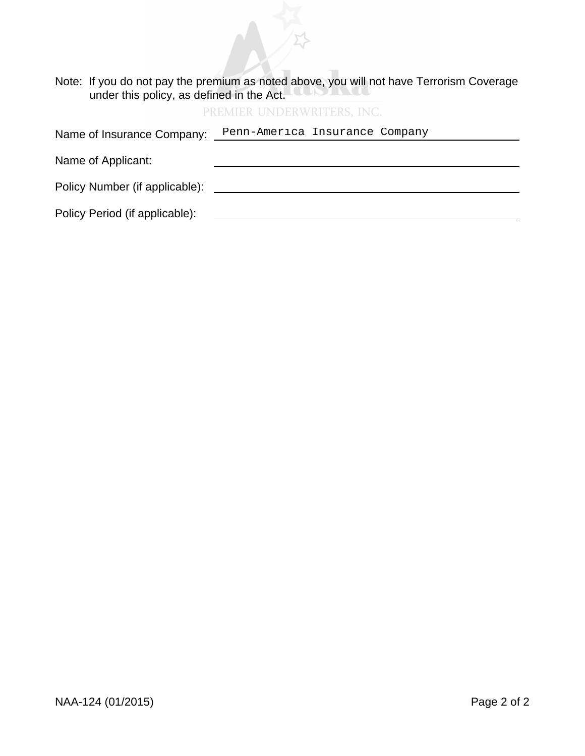Note: If you do not pay the premium as noted above, you will not have Terrorism Coverage under this policy, as defined in the Act.

Name of Insurance Company: Penn-America Insurance Company

Name of Applicant: ______________________________

Policy Number (if applicable): ______________________________

Policy Period (if applicable): ______________________________

NAA-124 (01/2015)